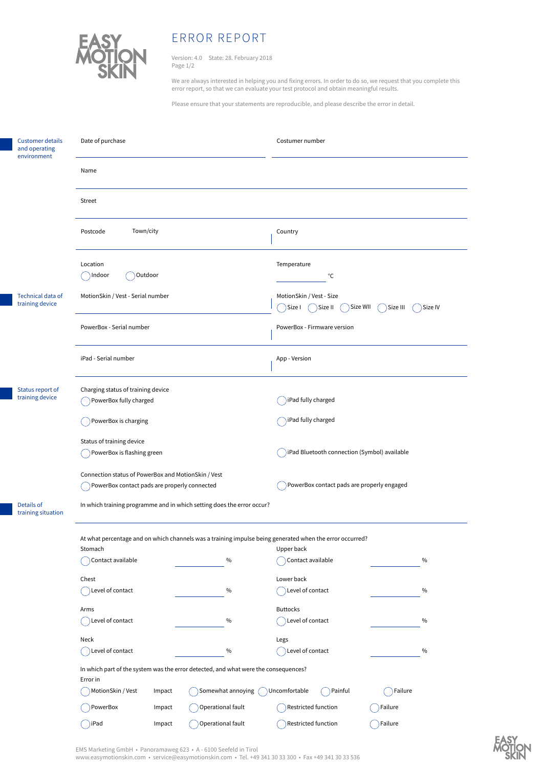# ERROR REPORT

Version: 4.0 State: 28. February 2018
Page 1/2

We are always interested in helping you and fixing errors. In order to do so, we request that you complete this error report, so that we can evaluate your test protocol and obtain meaningful results.

Please ensure that your statements are reproducible, and please describe the error in detail.

## Customer details and operating environment

Date of purchase

Costumer number

Name

Street

Postcode Town/city

Country

Location
◯ Indoor ◯ Outdoor

Temperature
°C

## Technical data of training device

MotionSkin / Vest - Serial number

MotionSkin / Vest - Size
◯ Size I ◯ Size II ◯ Size WII ◯ Size III ◯ Size IV

PowerBox - Serial number

PowerBox - Firmware version

iPad - Serial number

App - Version

## Status report of training device

Charging status of training device
◯ PowerBox fully charged
◯ iPad fully charged
◯ PowerBox is charging
◯ iPad fully charged

Status of training device
◯ PowerBox is flashing green
◯ iPad Bluetooth connection (Symbol) available

Connection status of PowerBox and MotionSkin / Vest
◯ PowerBox contact pads are properly connected
◯ PowerBox contact pads are properly engaged

## Details of training situation

In which training programme and in which setting does the error occur?

At what percentage and on which channels was a training impulse being generated when the error occurred?

| | | |
|---|---|---|
| Stomach | ◯ Contact available | % |
| Upper back | ◯ Contact available | % |
| Chest | ◯ Level of contact | % |
| Lower back | ◯ Level of contact | % |
| Arms | ◯ Level of contact | % |
| Buttocks | ◯ Level of contact | % |
| Neck | ◯ Level of contact | % |
| Legs | ◯ Level of contact | % |

In which part of the system was the error detected, and what were the consequences?

Error in

| | | | | | |
|---|---|---|---|---|---|
| ◯ MotionSkin / Vest | Impact | ◯ Somewhat annoying | ◯ Uncomfortable | ◯ Painful | ◯ Failure |
| ◯ PowerBox | Impact | ◯ Operational fault | ◯ Restricted function | | ◯ Failure |
| ◯ iPad | Impact | ◯ Operational fault | ◯ Restricted function | | ◯ Failure |

EMS Marketing GmbH • Panoramaweg 623 • A - 6100 Seefeld in Tirol
www.easymotionskin.com • service@easymotionskin.com • Tel. +49 341 30 33 300 • Fax +49 341 30 33 536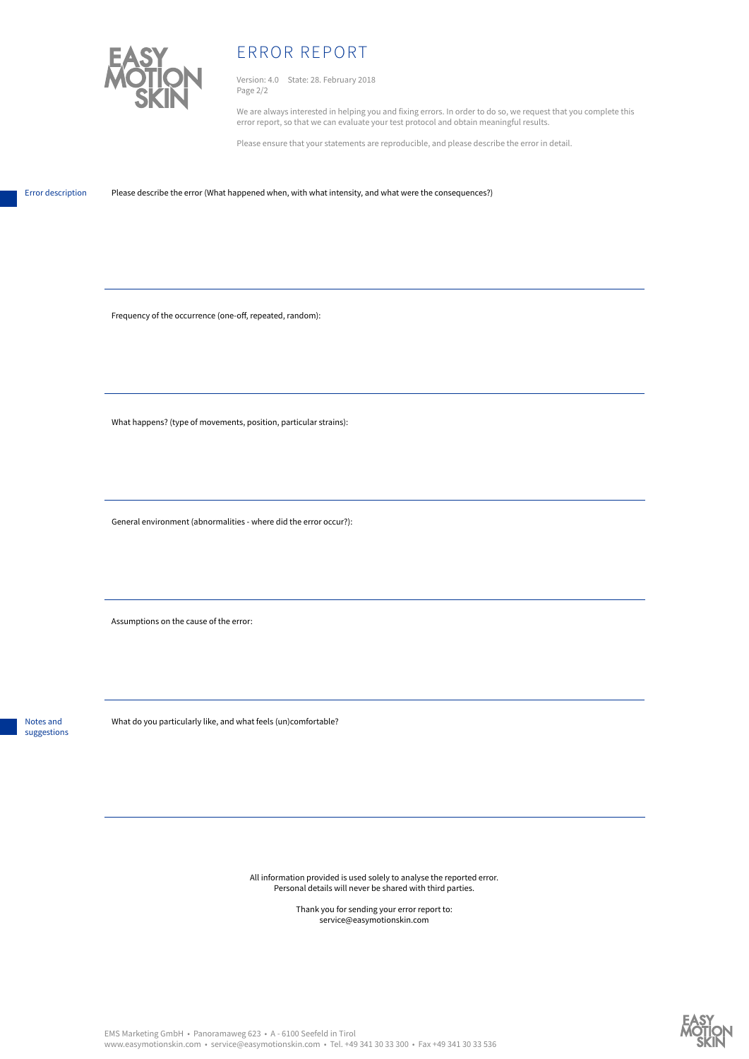# ERROR REPORT

Version: 4.0 State: 28. February 2018

We are always interested in helping you and fixing errors. In order to do so, we request that you complete this error report, so that we can evaluate your test protocol and obtain meaningful results.

Please ensure that your statements are reproducible, and please describe the error in detail.

## Error description

Please describe the error (What happened when, with what intensity, and what were the consequences?)

Frequency of the occurrence (one-off, repeated, random):

What happens? (type of movements, position, particular strains):

General environment (abnormalities - where did the error occur?):

Assumptions on the cause of the error:

## Notes and suggestions

What do you particularly like, and what feels (un)comfortable?

All information provided is used solely to analyse the reported error.
Personal details will never be shared with third parties.

Thank you for sending your error report to:
service@easymotionskin.com

EMS Marketing GmbH • Panoramaweg 623 • A - 6100 Seefeld in Tirol
www.easymotionskin.com • service@easymotionskin.com • Tel. +49 341 30 33 300 • Fax +49 341 30 33 536